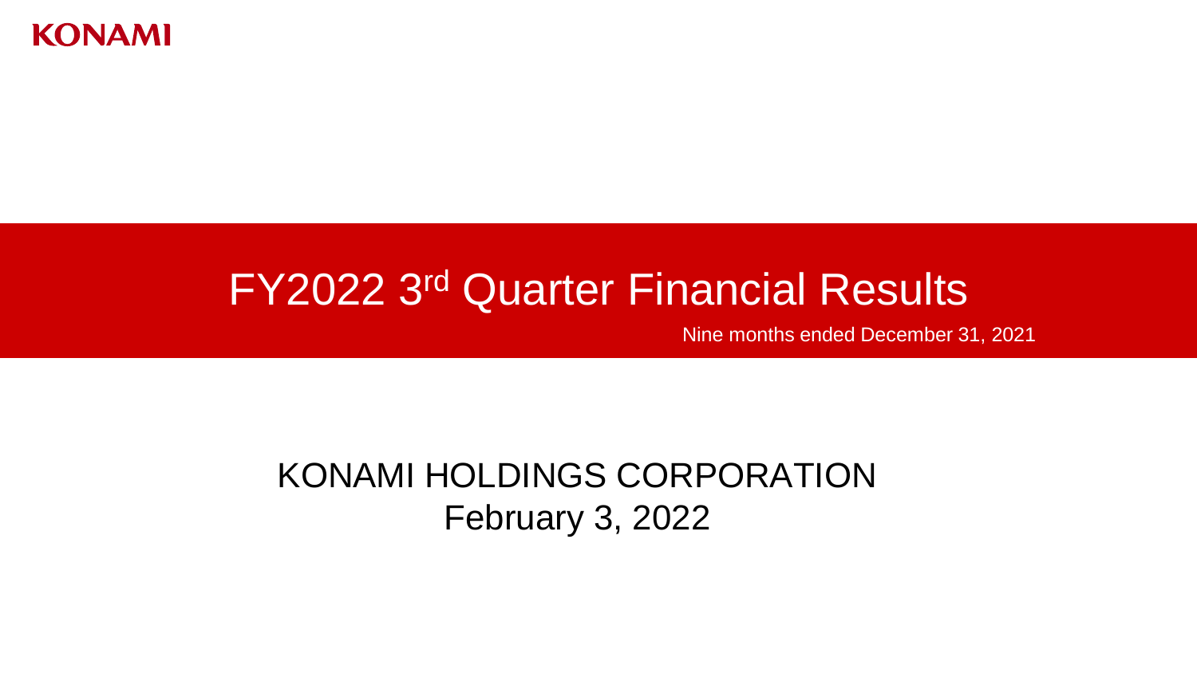KONAMI

# FY2022 3rd Quarter Financial Results

Nine months ended December 31, 2021

KONAMI HOLDINGS CORPORATION

February 3, 2022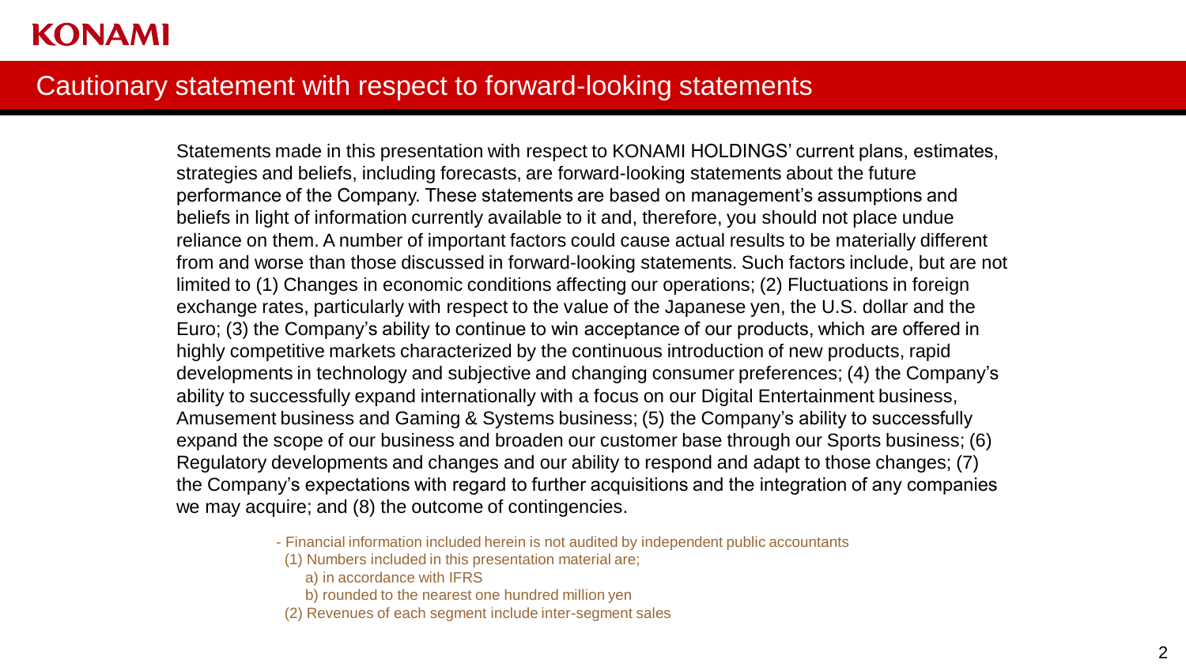KONAMI

## Cautionary statement with respect to forward-looking statements

Statements made in this presentation with respect to KONAMI HOLDINGS' current plans, estimates, strategies and beliefs, including forecasts, are forward-looking statements about the future performance of the Company. These statements are based on management's assumptions and beliefs in light of information currently available to it and, therefore, you should not place undue reliance on them. A number of important factors could cause actual results to be materially different from and worse than those discussed in forward-looking statements. Such factors include, but are not limited to (1) Changes in economic conditions affecting our operations; (2) Fluctuations in foreign exchange rates, particularly with respect to the value of the Japanese yen, the U.S. dollar and the Euro; (3) the Company's ability to continue to win acceptance of our products, which are offered in highly competitive markets characterized by the continuous introduction of new products, rapid developments in technology and subjective and changing consumer preferences; (4) the Company's ability to successfully expand internationally with a focus on our Digital Entertainment business, Amusement business and Gaming & Systems business; (5) the Company's ability to successfully expand the scope of our business and broaden our customer base through our Sports business; (6) Regulatory developments and changes and our ability to respond and adapt to those changes; (7) the Company's expectations with regard to further acquisitions and the integration of any companies we may acquire; and (8) the outcome of contingencies.

- Financial information included herein is not audited by independent public accountants
  - (1) Numbers included in this presentation material are;
    - a) in accordance with IFRS
    - b) rounded to the nearest one hundred million yen
  - (2) Revenues of each segment include inter-segment sales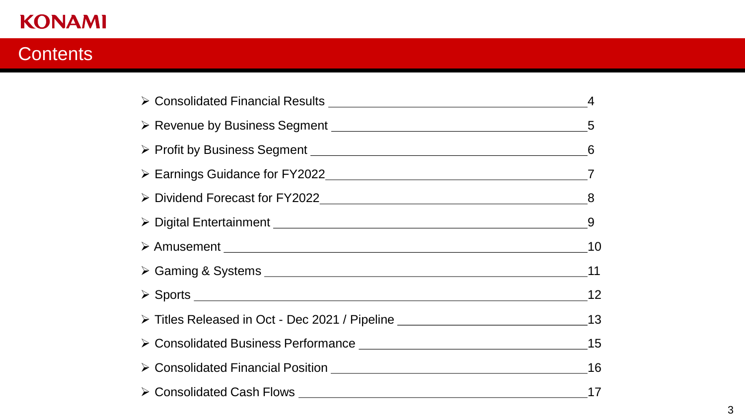# Contents

- Consolidated Financial Results ........ 4
- Revenue by Business Segment ........ 5
- Profit by Business Segment ........ 6
- Earnings Guidance for FY2022 ........ 7
- Dividend Forecast for FY2022 ........ 8
- Digital Entertainment ........ 9
- Amusement ........ 10
- Gaming & Systems ........ 11
- Sports ........ 12
- Titles Released in Oct - Dec 2021 / Pipeline ........ 13
- Consolidated Business Performance ........ 15
- Consolidated Financial Position ........ 16
- Consolidated Cash Flows ........ 17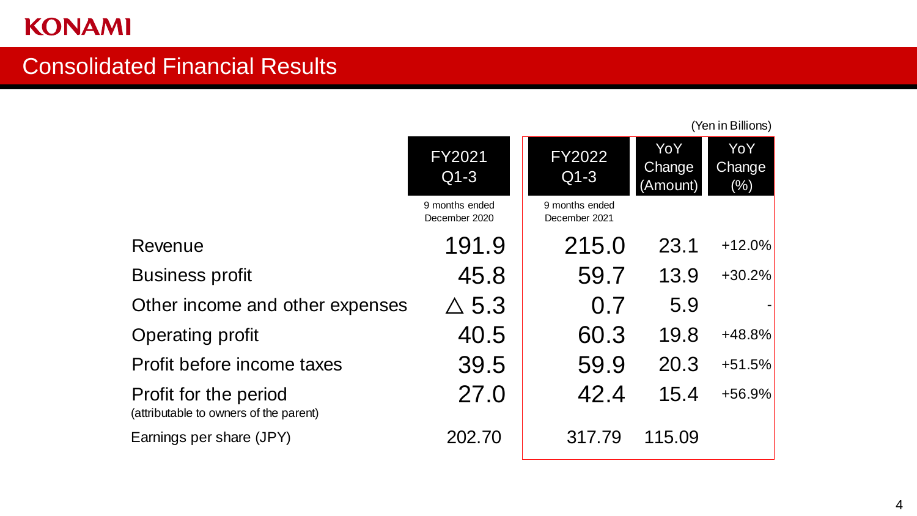# Consolidated Financial Results

(Yen in Billions)

| | FY2021 Q1-3<br>9 months ended December 2020 | FY2022 Q1-3<br>9 months ended December 2021 | YoY Change (Amount) | YoY Change (%) |
|---|---|---|---|---|
| Revenue | 191.9 | 215.0 | 23.1 | +12.0% |
| Business profit | 45.8 | 59.7 | 13.9 | +30.2% |
| Other income and other expenses | △ 5.3 | 0.7 | 5.9 | - |
| Operating profit | 40.5 | 60.3 | 19.8 | +48.8% |
| Profit before income taxes | 39.5 | 59.9 | 20.3 | +51.5% |
| Profit for the period (attributable to owners of the parent) | 27.0 | 42.4 | 15.4 | +56.9% |
| Earnings per share (JPY) | 202.70 | 317.79 | 115.09 | |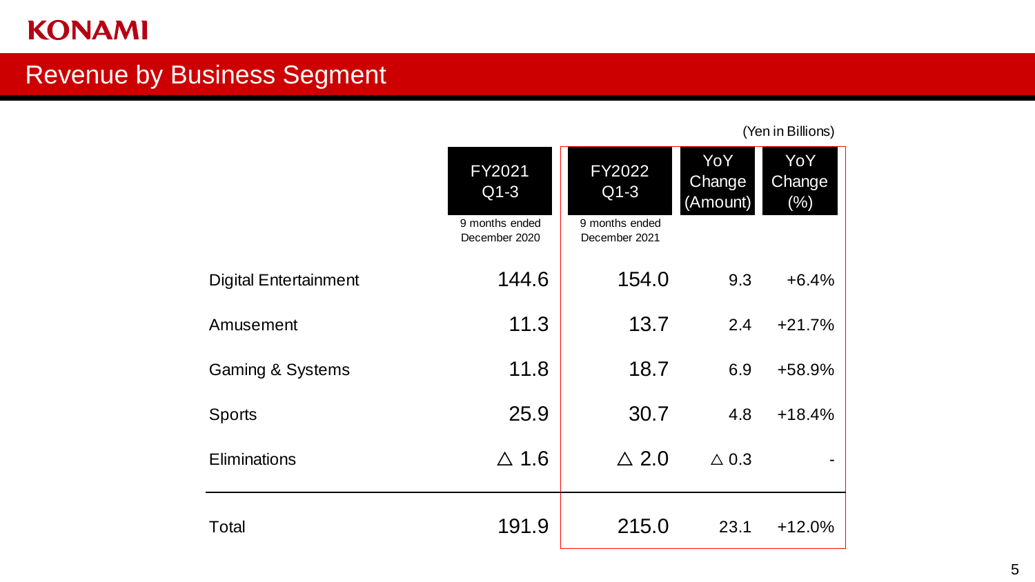# Revenue by Business Segment

(Yen in Billions)

| | FY2021 Q1-3 (9 months ended December 2020) | FY2022 Q1-3 (9 months ended December 2021) | YoY Change (Amount) | YoY Change (%) |
|---|---|---|---|---|
| Digital Entertainment | 144.6 | 154.0 | 9.3 | +6.4% |
| Amusement | 11.3 | 13.7 | 2.4 | +21.7% |
| Gaming & Systems | 11.8 | 18.7 | 6.9 | +58.9% |
| Sports | 25.9 | 30.7 | 4.8 | +18.4% |
| Eliminations | △ 1.6 | △ 2.0 | △ 0.3 | - |
| Total | 191.9 | 215.0 | 23.1 | +12.0% |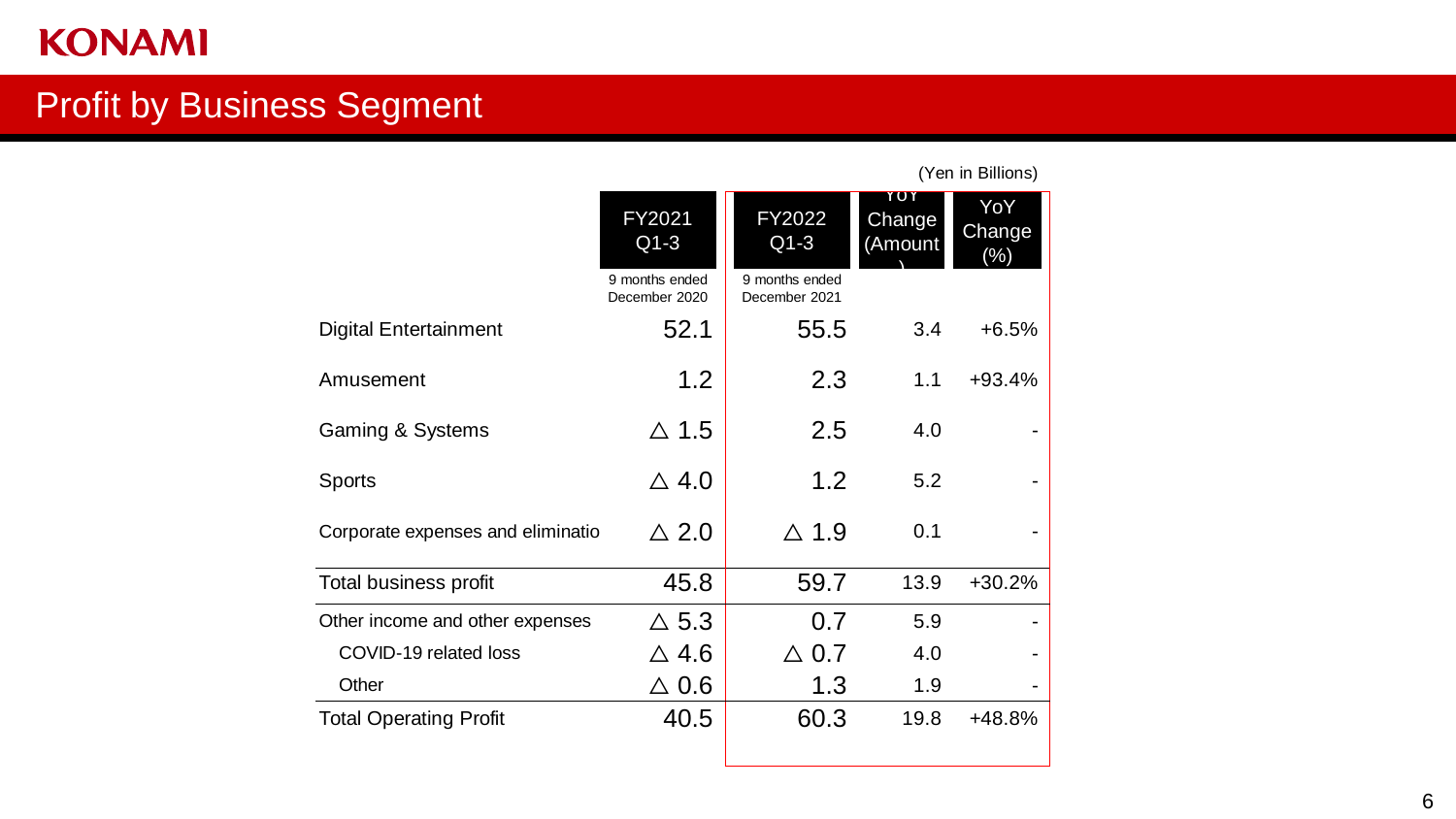# Profit by Business Segment

(Yen in Billions)

| | FY2021 Q1-3 9 months ended December 2020 | FY2022 Q1-3 9 months ended December 2021 | YoY Change (Amount) | YoY Change (%) |
|---|---|---|---|---|
| Digital Entertainment | 52.1 | 55.5 | 3.4 | +6.5% |
| Amusement | 1.2 | 2.3 | 1.1 | +93.4% |
| Gaming & Systems | △ 1.5 | 2.5 | 4.0 | - |
| Sports | △ 4.0 | 1.2 | 5.2 | - |
| Corporate expenses and eliminatio | △ 2.0 | △ 1.9 | 0.1 | - |
| Total business profit | 45.8 | 59.7 | 13.9 | +30.2% |
| Other income and other expenses | △ 5.3 | 0.7 | 5.9 | - |
| COVID-19 related loss | △ 4.6 | △ 0.7 | 4.0 | - |
| Other | △ 0.6 | 1.3 | 1.9 | - |
| Total Operating Profit | 40.5 | 60.3 | 19.8 | +48.8% |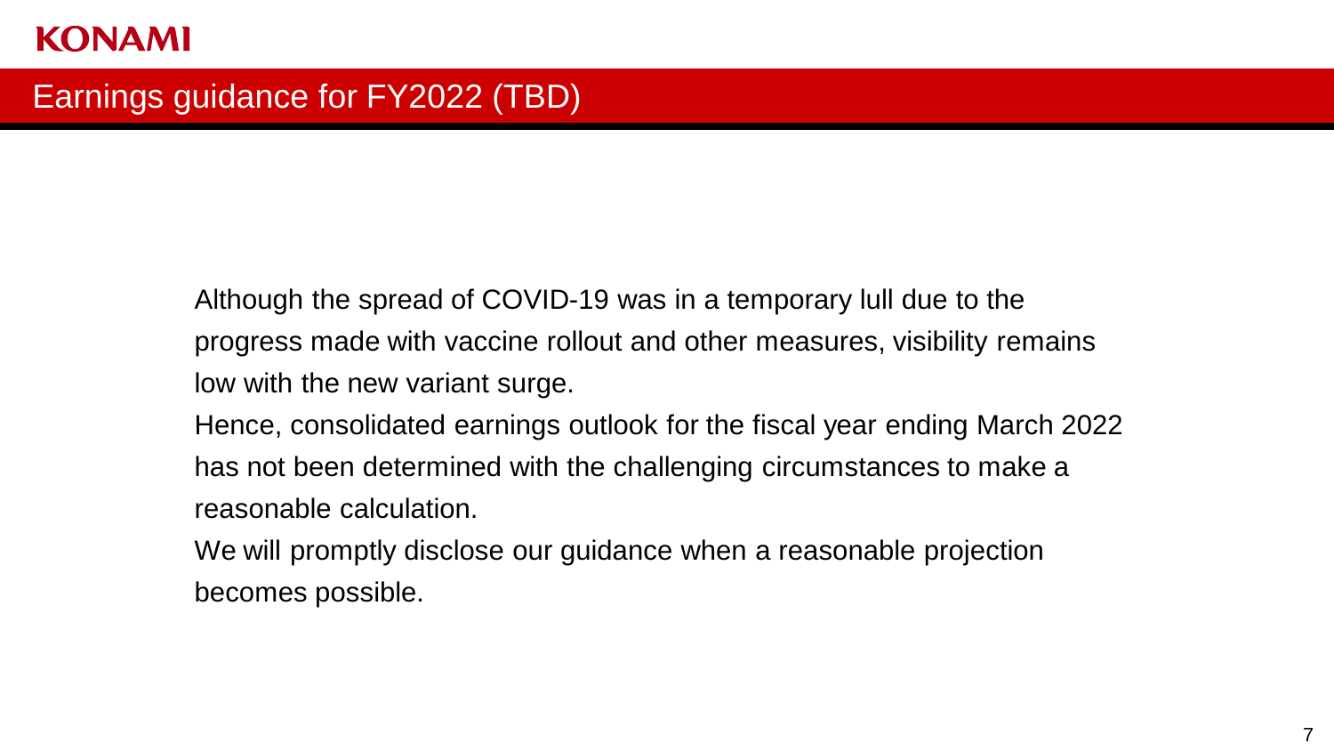# Earnings guidance for FY2022 (TBD)

Although the spread of COVID-19 was in a temporary lull due to the progress made with vaccine rollout and other measures, visibility remains low with the new variant surge.

Hence, consolidated earnings outlook for the fiscal year ending March 2022 has not been determined with the challenging circumstances to make a reasonable calculation.

We will promptly disclose our guidance when a reasonable projection becomes possible.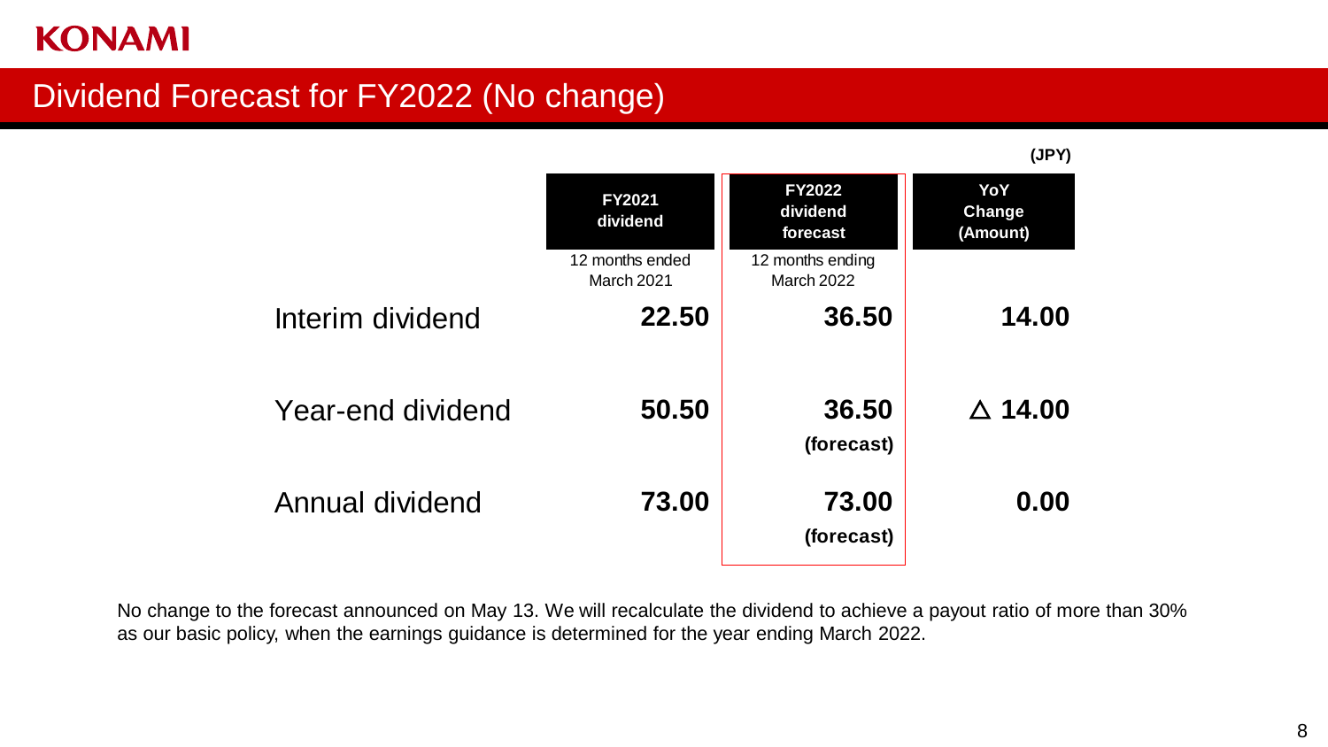# Dividend Forecast for FY2022 (No change)

(JPY)

| | FY2021 dividend<br>12 months ended March 2021 | FY2022 dividend forecast<br>12 months ending March 2022 | YoY Change (Amount) |
|---|---|---|---|
| Interim dividend | 22.50 | 36.50 | 14.00 |
| Year-end dividend | 50.50 | 36.50 (forecast) | △ 14.00 |
| Annual dividend | 73.00 | 73.00 (forecast) | 0.00 |

No change to the forecast announced on May 13. We will recalculate the dividend to achieve a payout ratio of more than 30% as our basic policy, when the earnings guidance is determined for the year ending March 2022.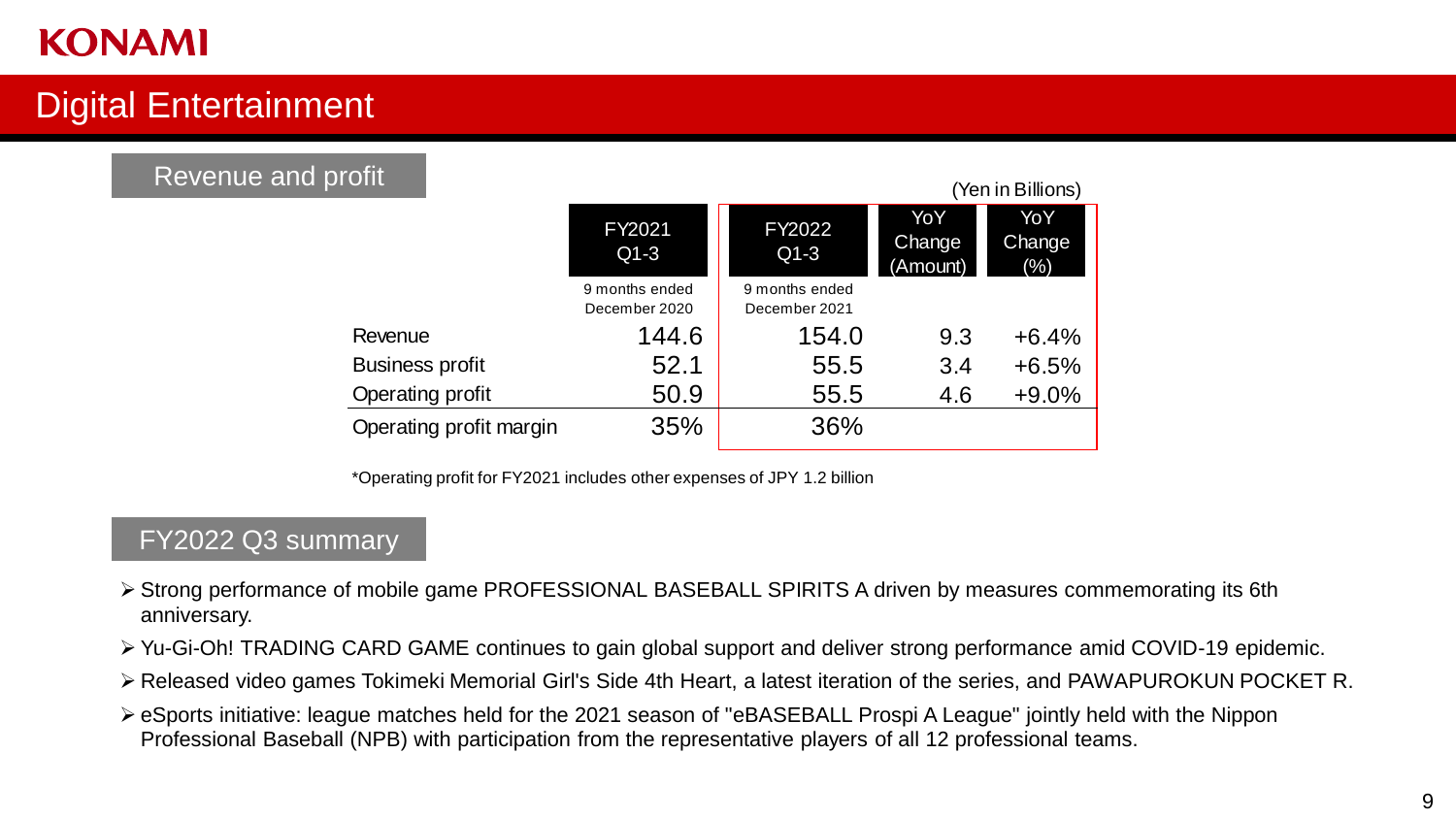# Digital Entertainment

## Revenue and profit

(Yen in Billions)

| | FY2021 Q1-3<br>9 months ended December 2020 | FY2022 Q1-3<br>9 months ended December 2021 | YoY Change (Amount) | YoY Change (%) |
|---|---|---|---|---|
| Revenue | 144.6 | 154.0 | 9.3 | +6.4% |
| Business profit | 52.1 | 55.5 | 3.4 | +6.5% |
| Operating profit | 50.9 | 55.5 | 4.6 | +9.0% |
| Operating profit margin | 35% | 36% | | |

*Operating profit for FY2021 includes other expenses of JPY 1.2 billion

## FY2022 Q3 summary

- Strong performance of mobile game PROFESSIONAL BASEBALL SPIRITS A driven by measures commemorating its 6th anniversary.
- Yu-Gi-Oh! TRADING CARD GAME continues to gain global support and deliver strong performance amid COVID-19 epidemic.
- Released video games Tokimeki Memorial Girl's Side 4th Heart, a latest iteration of the series, and PAWAPUROKUN POCKET R.
- eSports initiative: league matches held for the 2021 season of "eBASEBALL Prospi A League" jointly held with the Nippon Professional Baseball (NPB) with participation from the representative players of all 12 professional teams.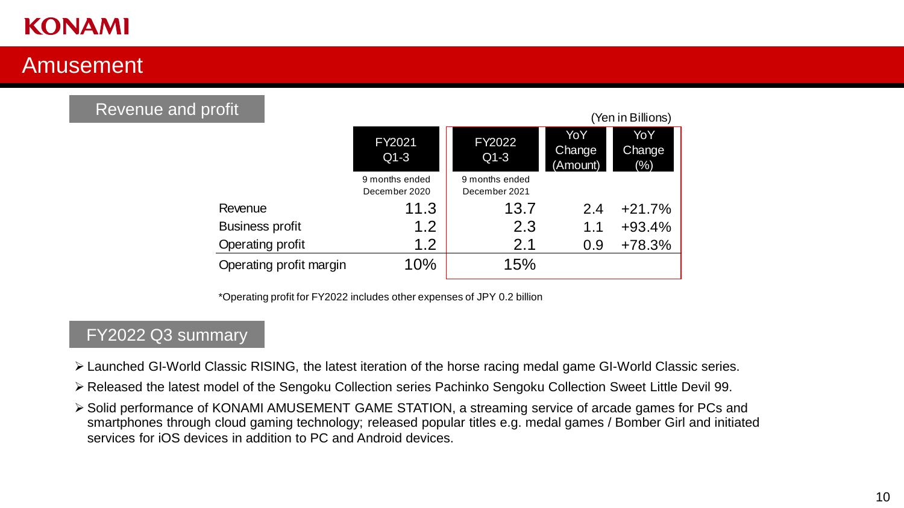# Amusement

## Revenue and profit

(Yen in Billions)

| | FY2021 Q1-3<br>9 months ended December 2020 | FY2022 Q1-3<br>9 months ended December 2021 | YoY Change (Amount) | YoY Change (%) |
|---|---|---|---|---|
| Revenue | 11.3 | 13.7 | 2.4 | +21.7% |
| Business profit | 1.2 | 2.3 | 1.1 | +93.4% |
| Operating profit | 1.2 | 2.1 | 0.9 | +78.3% |
| Operating profit margin | 10% | 15% | | |

*Operating profit for FY2022 includes other expenses of JPY 0.2 billion

## FY2022 Q3 summary

- Launched GI-World Classic RISING, the latest iteration of the horse racing medal game GI-World Classic series.
- Released the latest model of the Sengoku Collection series Pachinko Sengoku Collection Sweet Little Devil 99.
- Solid performance of KONAMI AMUSEMENT GAME STATION, a streaming service of arcade games for PCs and smartphones through cloud gaming technology; released popular titles e.g. medal games / Bomber Girl and initiated services for iOS devices in addition to PC and Android devices.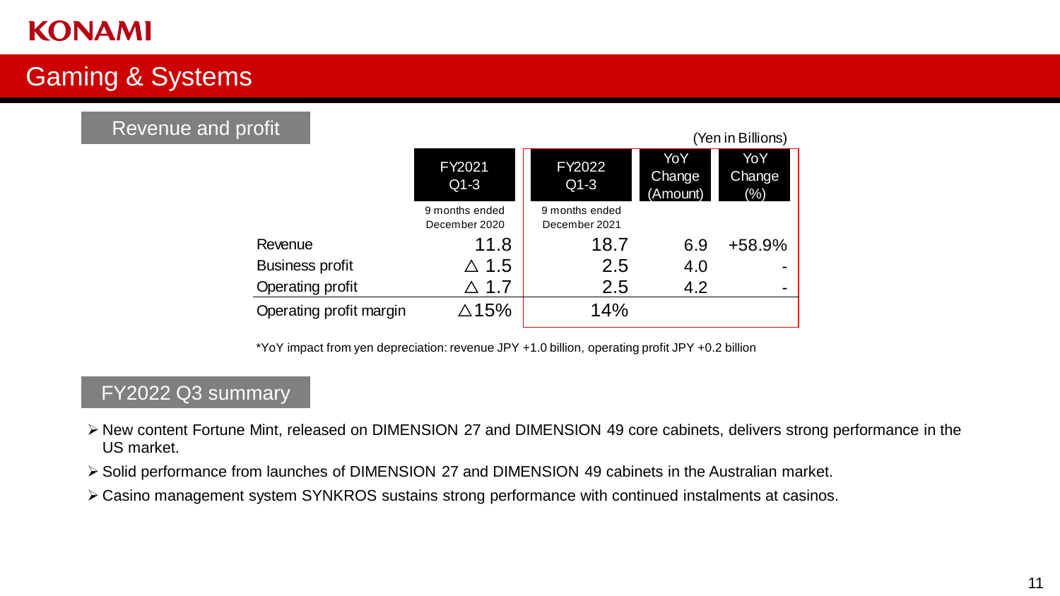# Gaming & Systems

## Revenue and profit

(Yen in Billions)

| | FY2021 Q1-3<br>9 months ended December 2020 | FY2022 Q1-3<br>9 months ended December 2021 | YoY Change (Amount) | YoY Change (%) |
|---|---|---|---|---|
| Revenue | 11.8 | 18.7 | 6.9 | +58.9% |
| Business profit | △ 1.5 | 2.5 | 4.0 | - |
| Operating profit | △ 1.7 | 2.5 | 4.2 | - |
| Operating profit margin | △15% | 14% | | |

*YoY impact from yen depreciation: revenue JPY +1.0 billion, operating profit JPY +0.2 billion

## FY2022 Q3 summary

- New content Fortune Mint, released on DIMENSION 27 and DIMENSION 49 core cabinets, delivers strong performance in the US market.
- Solid performance from launches of DIMENSION 27 and DIMENSION 49 cabinets in the Australian market.
- Casino management system SYNKROS sustains strong performance with continued instalments at casinos.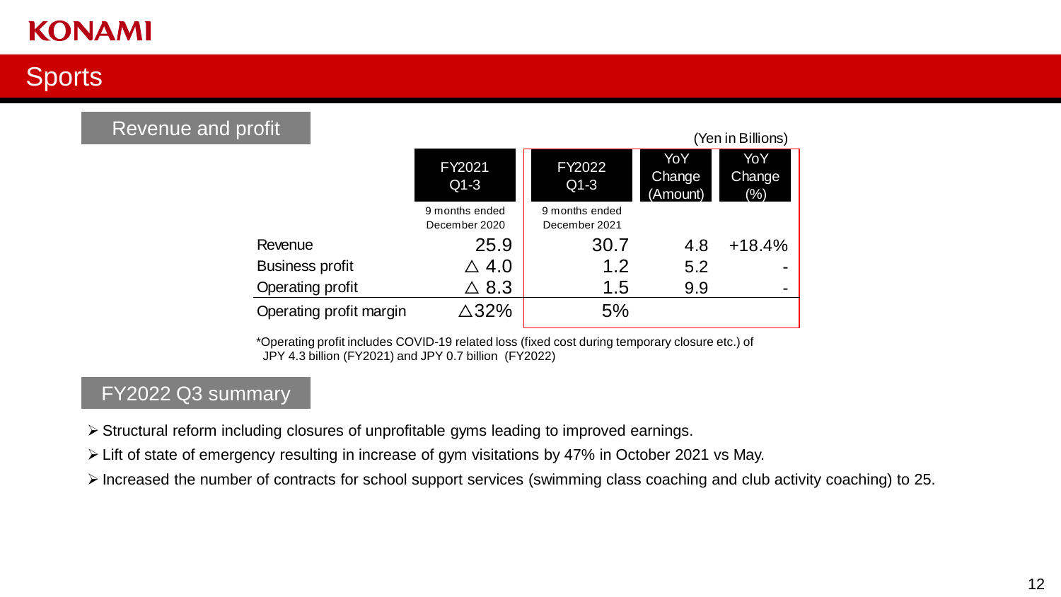# Sports

## Revenue and profit

(Yen in Billions)

| | FY2021 Q1-3<br>9 months ended December 2020 | FY2022 Q1-3<br>9 months ended December 2021 | YoY Change (Amount) | YoY Change (%) |
|---|---|---|---|---|
| Revenue | 25.9 | 30.7 | 4.8 | +18.4% |
| Business profit | △ 4.0 | 1.2 | 5.2 | - |
| Operating profit | △ 8.3 | 1.5 | 9.9 | - |
| Operating profit margin | △32% | 5% | | |

*Operating profit includes COVID-19 related loss (fixed cost during temporary closure etc.) of JPY 4.3 billion (FY2021) and JPY 0.7 billion (FY2022)

## FY2022 Q3 summary

- Structural reform including closures of unprofitable gyms leading to improved earnings.
- Lift of state of emergency resulting in increase of gym visitations by 47% in October 2021 vs May.
- Increased the number of contracts for school support services (swimming class coaching and club activity coaching) to 25.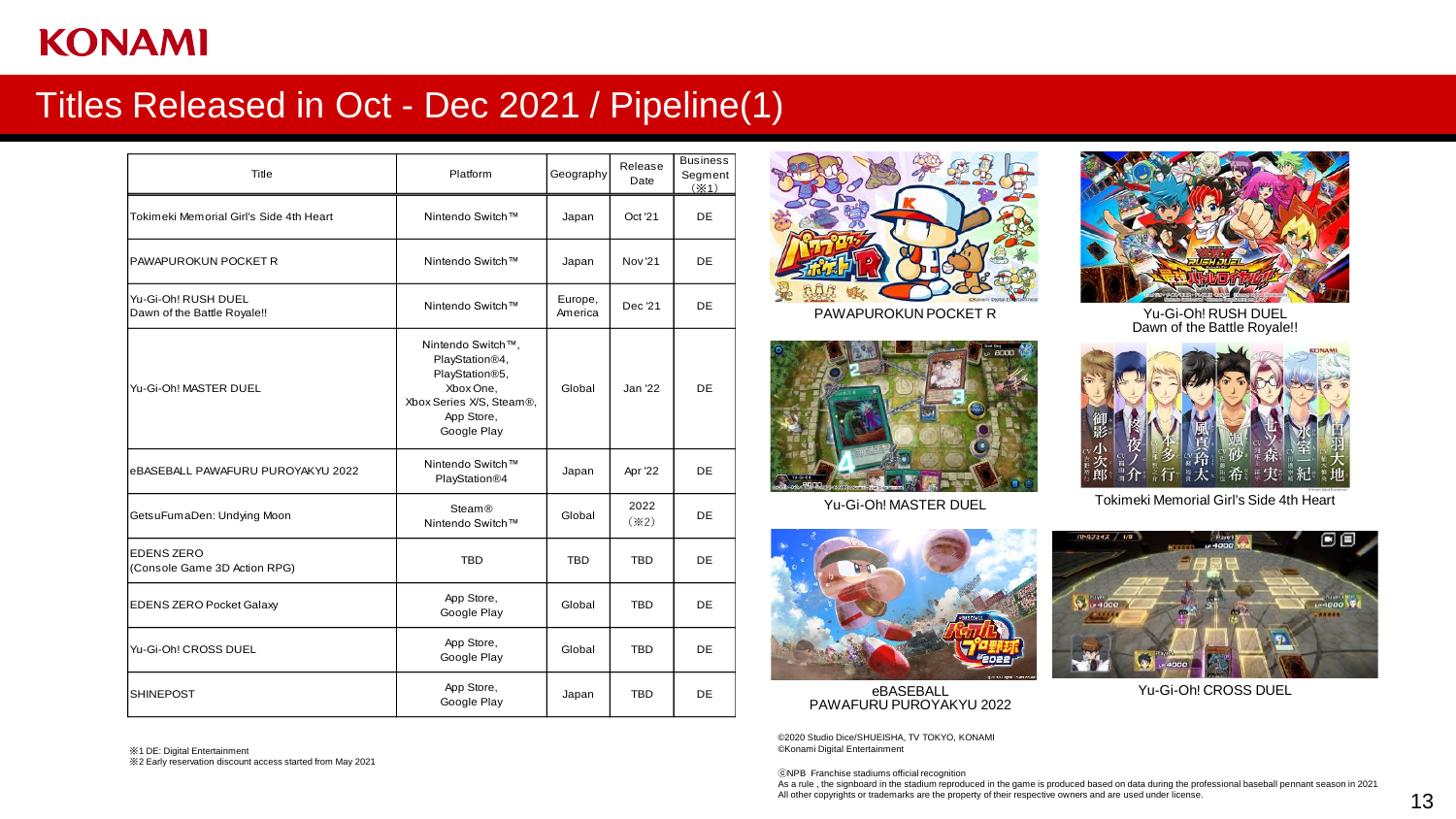# Titles Released in Oct - Dec 2021 / Pipeline(1)

| Title | Platform | Geography | Release Date | Business Segment (※1) |
|---|---|---|---|---|
| Tokimeki Memorial Girl's Side 4th Heart | Nintendo Switch™ | Japan | Oct '21 | DE |
| PAWAPUROKUN POCKET R | Nintendo Switch™ | Japan | Nov '21 | DE |
| Yu-Gi-Oh! RUSH DUEL Dawn of the Battle Royale!! | Nintendo Switch™ | Europe, America | Dec '21 | DE |
| Yu-Gi-Oh! MASTER DUEL | Nintendo Switch™, PlayStation®4, PlayStation®5, Xbox One, Xbox Series X/S, Steam®, App Store, Google Play | Global | Jan '22 | DE |
| eBASEBALL PAWAFURU PUROYAKYU 2022 | Nintendo Switch™ PlayStation®4 | Japan | Apr '22 | DE |
| GetsuFumaDen: Undying Moon | Steam® Nintendo Switch™ | Global | 2022 (※2) | DE |
| EDENS ZERO (Console Game 3D Action RPG) | TBD | TBD | TBD | DE |
| EDENS ZERO Pocket Galaxy | App Store, Google Play | Global | TBD | DE |
| Yu-Gi-Oh! CROSS DUEL | App Store, Google Play | Global | TBD | DE |
| SHINEPOST | App Store, Google Play | Japan | TBD | DE |

※1 DE: Digital Entertainment
※2 Early reservation discount access started from May 2021

PAWAPUROKUN POCKET R

Yu-Gi-Oh! RUSH DUEL Dawn of the Battle Royale!!

Yu-Gi-Oh! MASTER DUEL

Tokimeki Memorial Girl's Side 4th Heart

eBASEBALL PAWAFURU PUROYAKYU 2022

Yu-Gi-Oh! CROSS DUEL

©2020 Studio Dice/SHUEISHA, TV TOKYO, KONAMI
©Konami Digital Entertainment

ⓒNPB Franchise stadiums official recognition
As a rule , the signboard in the stadium reproduced in the game is produced based on data during the professional baseball pennant season in 2021
All other copyrights or trademarks are the property of their respective owners and are used under license.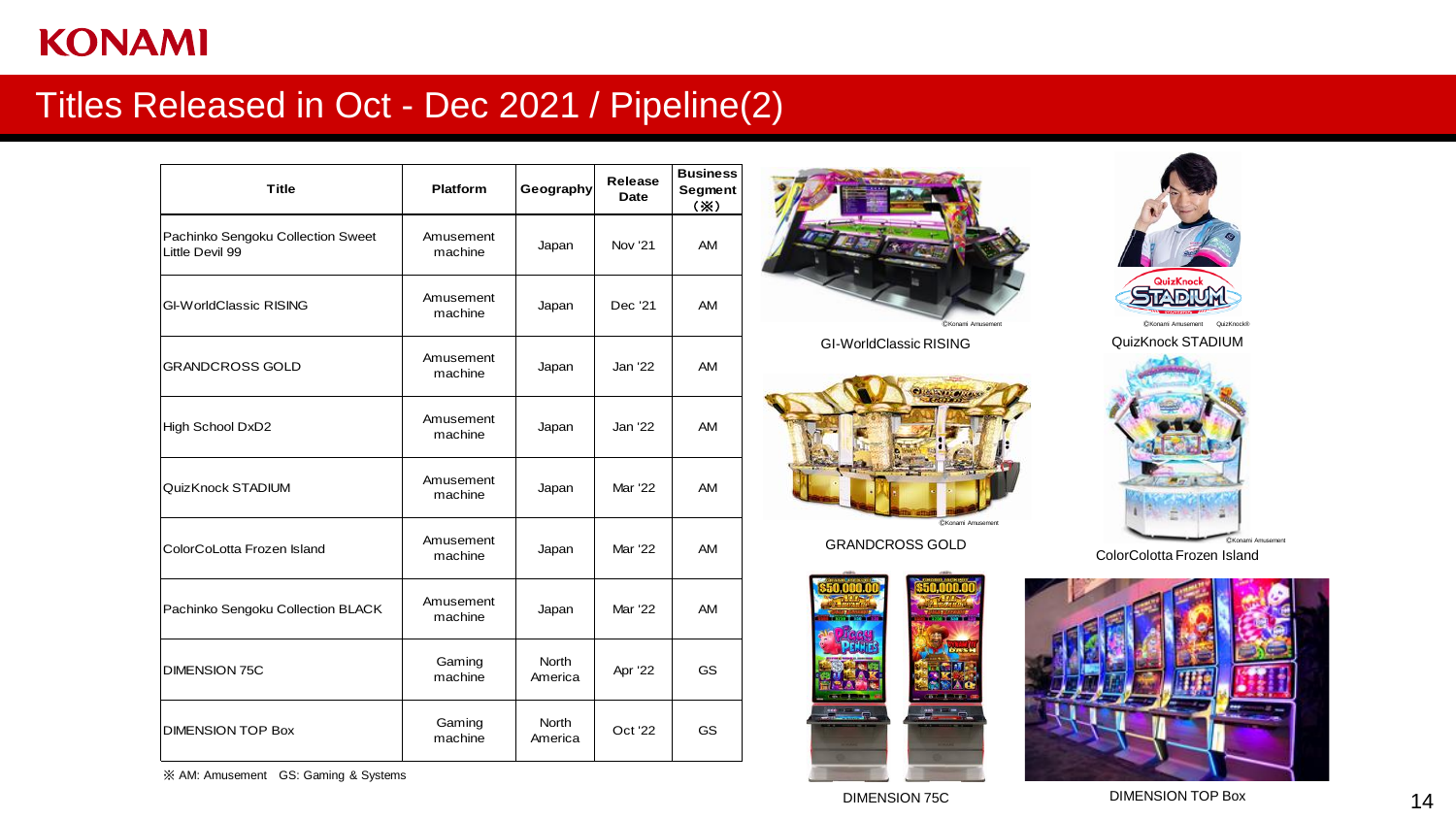# Titles Released in Oct - Dec 2021 / Pipeline(2)

| Title | Platform | Geography | Release Date | Business Segment (※) |
|---|---|---|---|---|
| Pachinko Sengoku Collection Sweet Little Devil 99 | Amusement machine | Japan | Nov '21 | AM |
| GI-WorldClassic RISING | Amusement machine | Japan | Dec '21 | AM |
| GRANDCROSS GOLD | Amusement machine | Japan | Jan '22 | AM |
| High School DxD2 | Amusement machine | Japan | Jan '22 | AM |
| QuizKnock STADIUM | Amusement machine | Japan | Mar '22 | AM |
| ColorCoLotta Frozen Island | Amusement machine | Japan | Mar '22 | AM |
| Pachinko Sengoku Collection BLACK | Amusement machine | Japan | Mar '22 | AM |
| DIMENSION 75C | Gaming machine | North America | Apr '22 | GS |
| DIMENSION TOP Box | Gaming machine | North America | Oct '22 | GS |

※ AM: Amusement GS: Gaming & Systems

GI-WorldClassic RISING

QuizKnock STADIUM

GRANDCROSS GOLD

ColorColotta Frozen Island

DIMENSION 75C

DIMENSION TOP Box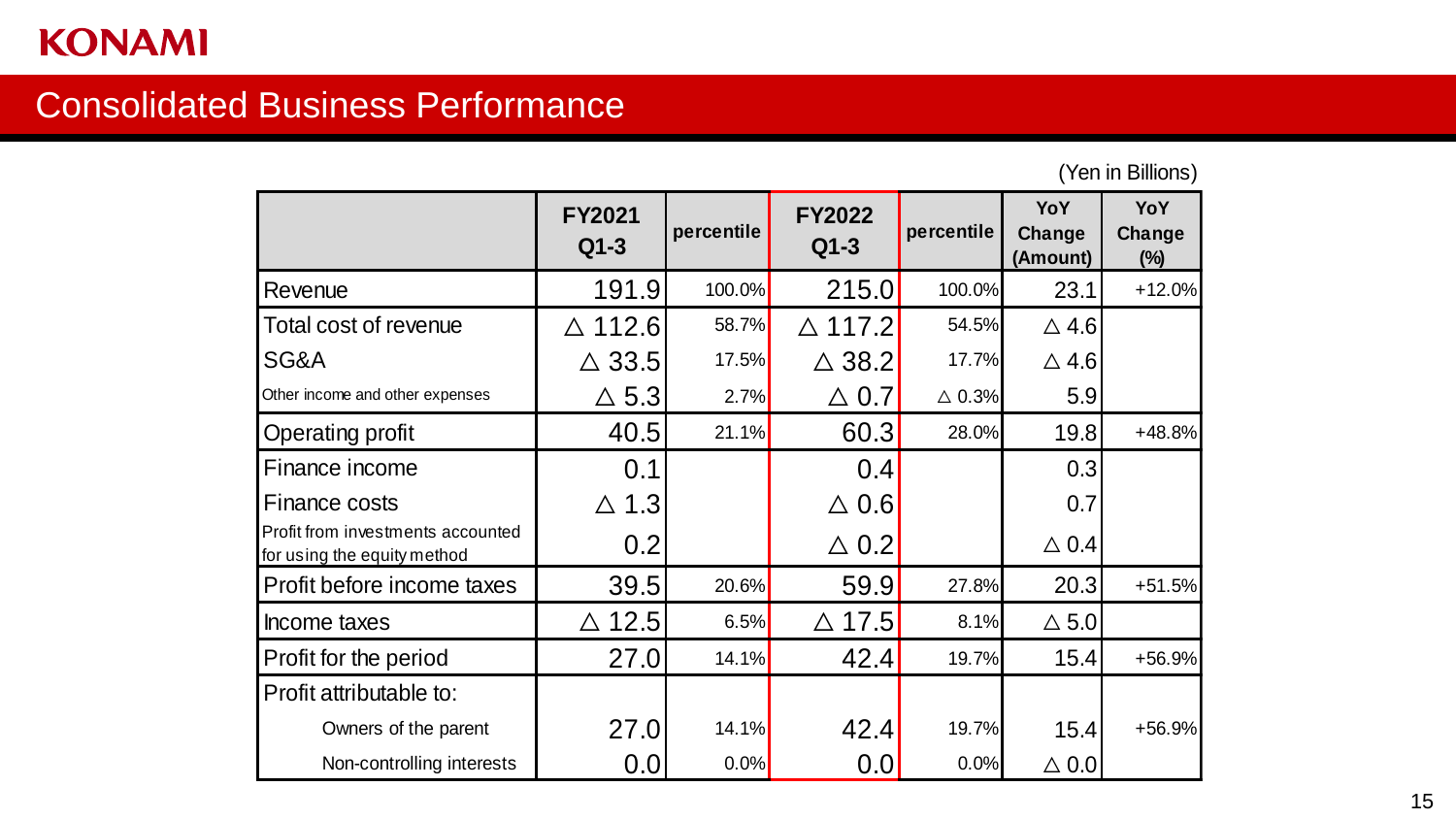# Consolidated Business Performance

(Yen in Billions)

| | FY2021 Q1-3 | percentile | FY2022 Q1-3 | percentile | YoY Change (Amount) | YoY Change (%) |
|---|---|---|---|---|---|---|
| Revenue | 191.9 | 100.0% | 215.0 | 100.0% | 23.1 | +12.0% |
| Total cost of revenue | △ 112.6 | 58.7% | △ 117.2 | 54.5% | △ 4.6 | |
| SG&A | △ 33.5 | 17.5% | △ 38.2 | 17.7% | △ 4.6 | |
| Other income and other expenses | △ 5.3 | 2.7% | △ 0.7 | △ 0.3% | 5.9 | |
| Operating profit | 40.5 | 21.1% | 60.3 | 28.0% | 19.8 | +48.8% |
| Finance income | 0.1 | | 0.4 | | 0.3 | |
| Finance costs | △ 1.3 | | △ 0.6 | | 0.7 | |
| Profit from investments accounted for using the equity method | 0.2 | | △ 0.2 | | △ 0.4 | |
| Profit before income taxes | 39.5 | 20.6% | 59.9 | 27.8% | 20.3 | +51.5% |
| Income taxes | △ 12.5 | 6.5% | △ 17.5 | 8.1% | △ 5.0 | |
| Profit for the period | 27.0 | 14.1% | 42.4 | 19.7% | 15.4 | +56.9% |
| Profit attributable to: | | | | | | |
| Owners of the parent | 27.0 | 14.1% | 42.4 | 19.7% | 15.4 | +56.9% |
| Non-controlling interests | 0.0 | 0.0% | 0.0 | 0.0% | △ 0.0 | |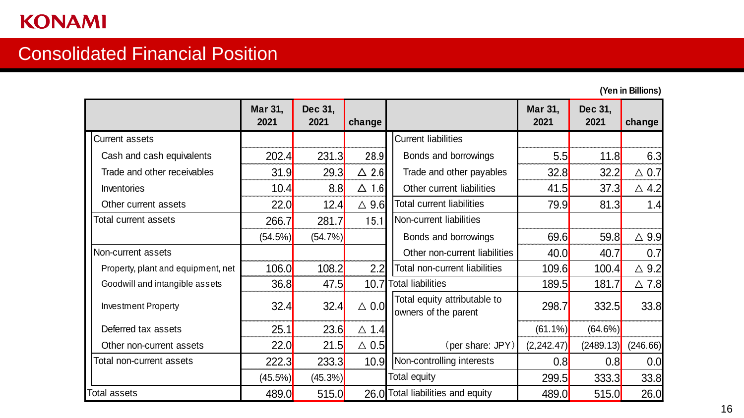KONAMI

# Consolidated Financial Position

(Yen in Billions)

| | Mar 31, 2021 | Dec 31, 2021 | change | | Mar 31, 2021 | Dec 31, 2021 | change |
|---|---|---|---|---|---|---|---|
| Current assets | | | | Current liabilities | | | |
| Cash and cash equivalents | 202.4 | 231.3 | 28.9 | Bonds and borrowings | 5.5 | 11.8 | 6.3 |
| Trade and other receivables | 31.9 | 29.3 | △ 2.6 | Trade and other payables | 32.8 | 32.2 | △ 0.7 |
| Inventories | 10.4 | 8.8 | △ 1.6 | Other current liabilities | 41.5 | 37.3 | △ 4.2 |
| Other current assets | 22.0 | 12.4 | △ 9.6 | Total current liabilities | 79.9 | 81.3 | 1.4 |
| Total current assets | 266.7 | 281.7 | 15.1 | Non-current liabilities | | | |
| | (54.5%) | (54.7%) | | Bonds and borrowings | 69.6 | 59.8 | △ 9.9 |
| Non-current assets | | | | Other non-current liabilities | 40.0 | 40.7 | 0.7 |
| Property, plant and equipment, net | 106.0 | 108.2 | 2.2 | Total non-current liabilities | 109.6 | 100.4 | △ 9.2 |
| Goodwill and intangible assets | 36.8 | 47.5 | 10.7 | Total liabilities | 189.5 | 181.7 | △ 7.8 |
| Investment Property | 32.4 | 32.4 | △ 0.0 | Total equity attributable to owners of the parent | 298.7 | 332.5 | 33.8 |
| Deferred tax assets | 25.1 | 23.6 | △ 1.4 | | (61.1%) | (64.6%) | |
| Other non-current assets | 22.0 | 21.5 | △ 0.5 | （per share: JPY） | (2,242.47) | (2489.13) | (246.66) |
| Total non-current assets | 222.3 | 233.3 | 10.9 | Non-controlling interests | 0.8 | 0.8 | 0.0 |
| | (45.5%) | (45.3%) | | Total equity | 299.5 | 333.3 | 33.8 |
| Total assets | 489.0 | 515.0 | 26.0 | Total liabilities and equity | 489.0 | 515.0 | 26.0 |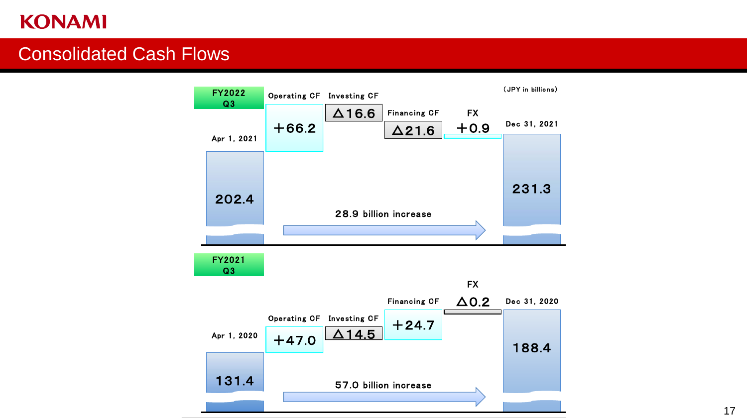# Consolidated Cash Flows

(JPY in billions)

**FY2022 Q3**

| Apr 1, 2021 | Operating CF | Investing CF | Financing CF | FX | Dec 31, 2021 |
|---|---|---|---|---|---|
| 202.4 | ＋66.2 | △16.6 | △21.6 | ＋0.9 | 231.3 |

28.9 billion increase

**FY2021 Q3**

| Apr 1, 2020 | Operating CF | Investing CF | Financing CF | FX | Dec 31, 2020 |
|---|---|---|---|---|---|
| 131.4 | ＋47.0 | △14.5 | ＋24.7 | △0.2 | 188.4 |

57.0 billion increase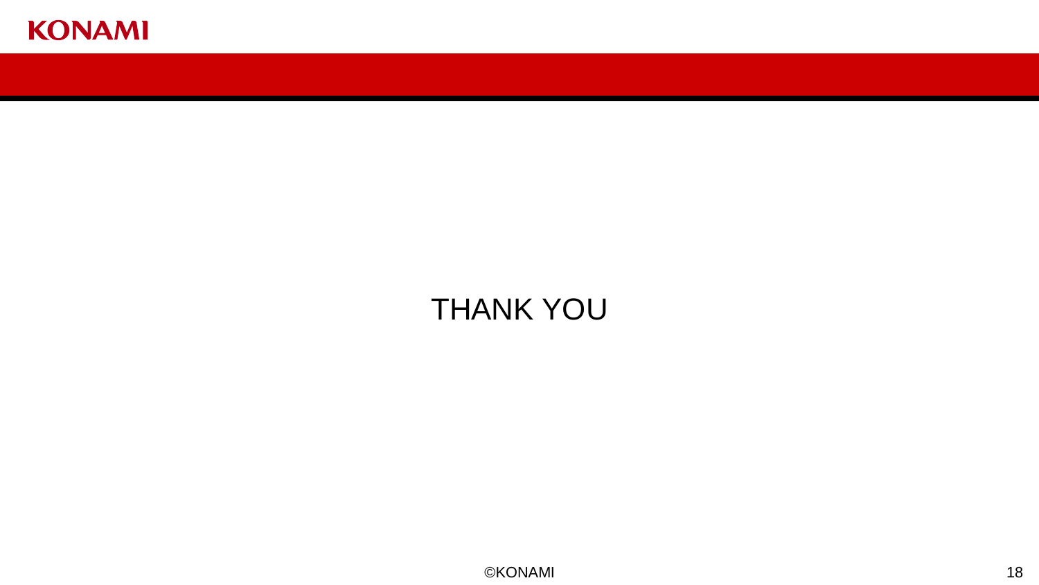THANK YOU